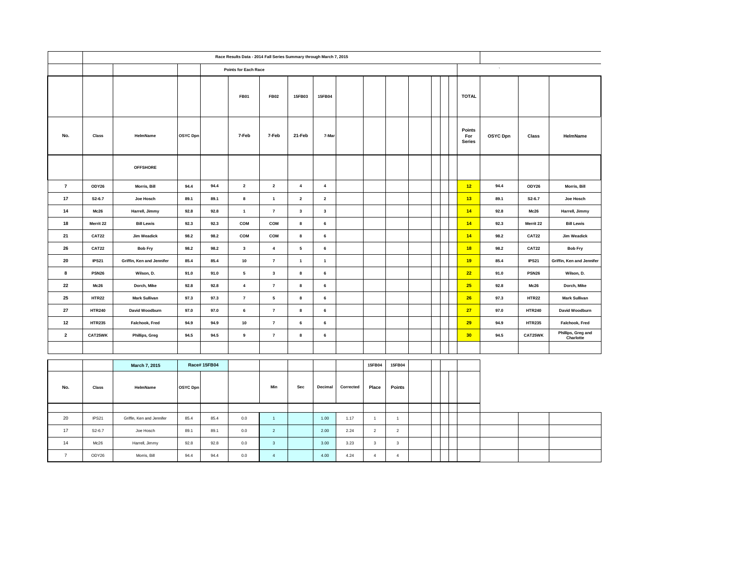| | Race Results Data - 2014 Fall Series Summary through March 7, 2015 | | | | | | | | | | | | | | | | | | |
|---|---|---|---|---|---|---|---|---|---|---|---|---|---|---|---|---|---|---|---|
| | | | | | Points for Each Race | | | | | | | | | | | ` | | |
| | | | | | FB01 | FB02 | 15FB03 | 15FB04 | | | | | | | TOTAL | | | |
| No. | Class | HelmName | OSYC Dpn | | 7-Feb | 7-Feb | 21-Feb | 7-Mar | | | | | | | Points For Series | OSYC Dpn | Class | HelmName |
| | | OFFSHORE | | | | | | | | | | | | | | | | |
| 7 | ODY26 | Morris, Bill | 94.4 | 94.4 | 2 | 2 | 4 | 4 | | | | | | | 12 | 94.4 | ODY26 | Morris, Bill |
| 17 | S2-6.7 | Joe Hosch | 89.1 | 89.1 | 8 | 1 | 2 | 2 | | | | | | | 13 | 89.1 | S2-6.7 | Joe Hosch |
| 14 | Mc26 | Harrell, Jimmy | 92.8 | 92.8 | 1 | 7 | 3 | 3 | | | | | | | 14 | 92.8 | Mc26 | Harrell, Jimmy |
| 18 | Merrit 22 | Bill Lewis | 92.3 | 92.3 | COM | COM | 8 | 6 | | | | | | | 14 | 92.3 | Merrit 22 | Bill Lewis |
| 21 | CAT22 | Jim Weadick | 98.2 | 98.2 | COM | COM | 8 | 6 | | | | | | | 14 | 98.2 | CAT22 | Jim Weadick |
| 26 | CAT22 | Bob Fry | 98.2 | 98.2 | 3 | 4 | 5 | 6 | | | | | | | 18 | 98.2 | CAT22 | Bob Fry |
| 20 | IPS21 | Griffin, Ken and Jennifer | 85.4 | 85.4 | 10 | 7 | 1 | 1 | | | | | | | 19 | 85.4 | IPS21 | Griffin, Ken and Jennifer |
| 8 | PSN26 | Wilson, D. | 91.0 | 91.0 | 5 | 3 | 8 | 6 | | | | | | | 22 | 91.0 | PSN26 | Wilson, D. |
| 22 | Mc26 | Dorch, Mike | 92.8 | 92.8 | 4 | 7 | 8 | 6 | | | | | | | 25 | 92.8 | Mc26 | Dorch, Mike |
| 25 | HTR22 | Mark Sullivan | 97.3 | 97.3 | 7 | 5 | 8 | 6 | | | | | | | 26 | 97.3 | HTR22 | Mark Sullivan |
| 27 | HTR240 | David Woodburn | 97.0 | 97.0 | 6 | 7 | 8 | 6 | | | | | | | 27 | 97.0 | HTR240 | David Woodburn |
| 12 | HTR235 | Falchook, Fred | 94.9 | 94.9 | 10 | 7 | 6 | 6 | | | | | | | 29 | 94.9 | HTR235 | Falchook, Fred |
| 2 | CAT25WK | Phillips, Greg | 94.5 | 94.5 | 9 | 7 | 8 | 6 | | | | | | | 30 | 94.5 | CAT25WK | Phillips, Greg and Charlotte |

| | | March 7, 2015 | Race# 15FB04 | | | | | | | 15FB04 | 15FB04 | | | | | |
|---|---|---|---|---|---|---|---|---|---|---|---|---|---|---|---|---|
| No. | Class | HelmName | OSYC Dpn | | | Min | Sec | Decimal | Corrected | Place | Points | | | | | |
| 20 | IPS21 | Griffin, Ken and Jennifer | 85.4 | 85.4 | 0.0 | 1 | | 1.00 | 1.17 | 1 | 1 | | | | | |
| 17 | S2-6.7 | Joe Hosch | 89.1 | 89.1 | 0.0 | 2 | | 2.00 | 2.24 | 2 | 2 | | | | | |
| 14 | Mc26 | Harrell, Jimmy | 92.8 | 92.8 | 0.0 | 3 | | 3.00 | 3.23 | 3 | 3 | | | | | |
| 7 | ODY26 | Morris, Bill | 94.4 | 94.4 | 0.0 | 4 | | 4.00 | 4.24 | 4 | 4 | | | | | |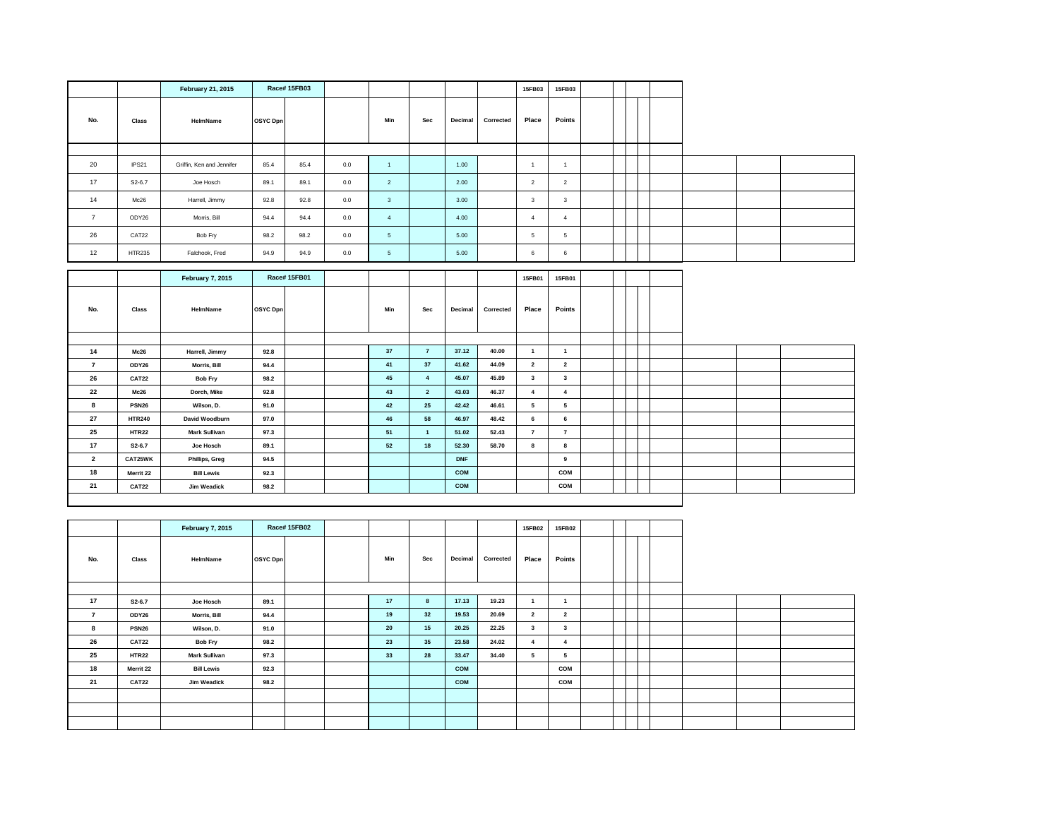| | | February 21, 2015 | Race# 15FB03 | | | | | | | 15FB03 | 15FB03 |
|---|---|---|---|---|---|---|---|---|---|---|---|
| No. | Class | HelmName | OSYC Dpn | | | Min | Sec | Decimal | Corrected | Place | Points |
| 20 | IPS21 | Griffin, Ken and Jennifer | 85.4 | 85.4 | 0.0 | 1 | | 1.00 | | 1 | 1 |
| 17 | S2-6.7 | Joe Hosch | 89.1 | 89.1 | 0.0 | 2 | | 2.00 | | 2 | 2 |
| 14 | Mc26 | Harrell, Jimmy | 92.8 | 92.8 | 0.0 | 3 | | 3.00 | | 3 | 3 |
| 7 | ODY26 | Morris, Bill | 94.4 | 94.4 | 0.0 | 4 | | 4.00 | | 4 | 4 |
| 26 | CAT22 | Bob Fry | 98.2 | 98.2 | 0.0 | 5 | | 5.00 | | 5 | 5 |
| 12 | HTR235 | Falchook, Fred | 94.9 | 94.9 | 0.0 | 5 | | 5.00 | | 6 | 6 |

| | | February 7, 2015 | Race# 15FB01 | | | | | | | 15FB01 | 15FB01 |
|---|---|---|---|---|---|---|---|---|---|---|---|
| No. | Class | HelmName | OSYC Dpn | | | Min | Sec | Decimal | Corrected | Place | Points |
| 14 | Mc26 | Harrell, Jimmy | 92.8 | | | 37 | 7 | 37.12 | 40.00 | 1 | 1 |
| 7 | ODY26 | Morris, Bill | 94.4 | | | 41 | 37 | 41.62 | 44.09 | 2 | 2 |
| 26 | CAT22 | Bob Fry | 98.2 | | | 45 | 4 | 45.07 | 45.89 | 3 | 3 |
| 22 | Mc26 | Dorch, Mike | 92.8 | | | 43 | 2 | 43.03 | 46.37 | 4 | 4 |
| 8 | PSN26 | Wilson, D. | 91.0 | | | 42 | 25 | 42.42 | 46.61 | 5 | 5 |
| 27 | HTR240 | David Woodburn | 97.0 | | | 46 | 58 | 46.97 | 48.42 | 6 | 6 |
| 25 | HTR22 | Mark Sullivan | 97.3 | | | 51 | 1 | 51.02 | 52.43 | 7 | 7 |
| 17 | S2-6.7 | Joe Hosch | 89.1 | | | 52 | 18 | 52.30 | 58.70 | 8 | 8 |
| 2 | CAT25WK | Phillips, Greg | 94.5 | | | | | DNF | | | 9 |
| 18 | Merrit 22 | Bill Lewis | 92.3 | | | | | COM | | | COM |
| 21 | CAT22 | Jim Weadick | 98.2 | | | | | COM | | | COM |

| | | February 7, 2015 | Race# 15FB02 | | | | | | | 15FB02 | 15FB02 |
|---|---|---|---|---|---|---|---|---|---|---|---|
| No. | Class | HelmName | OSYC Dpn | | | Min | Sec | Decimal | Corrected | Place | Points |
| 17 | S2-6.7 | Joe Hosch | 89.1 | | | 17 | 8 | 17.13 | 19.23 | 1 | 1 |
| 7 | ODY26 | Morris, Bill | 94.4 | | | 19 | 32 | 19.53 | 20.69 | 2 | 2 |
| 8 | PSN26 | Wilson, D. | 91.0 | | | 20 | 15 | 20.25 | 22.25 | 3 | 3 |
| 26 | CAT22 | Bob Fry | 98.2 | | | 23 | 35 | 23.58 | 24.02 | 4 | 4 |
| 25 | HTR22 | Mark Sullivan | 97.3 | | | 33 | 28 | 33.47 | 34.40 | 5 | 5 |
| 18 | Merrit 22 | Bill Lewis | 92.3 | | | | | COM | | | COM |
| 21 | CAT22 | Jim Weadick | 98.2 | | | | | COM | | | COM |